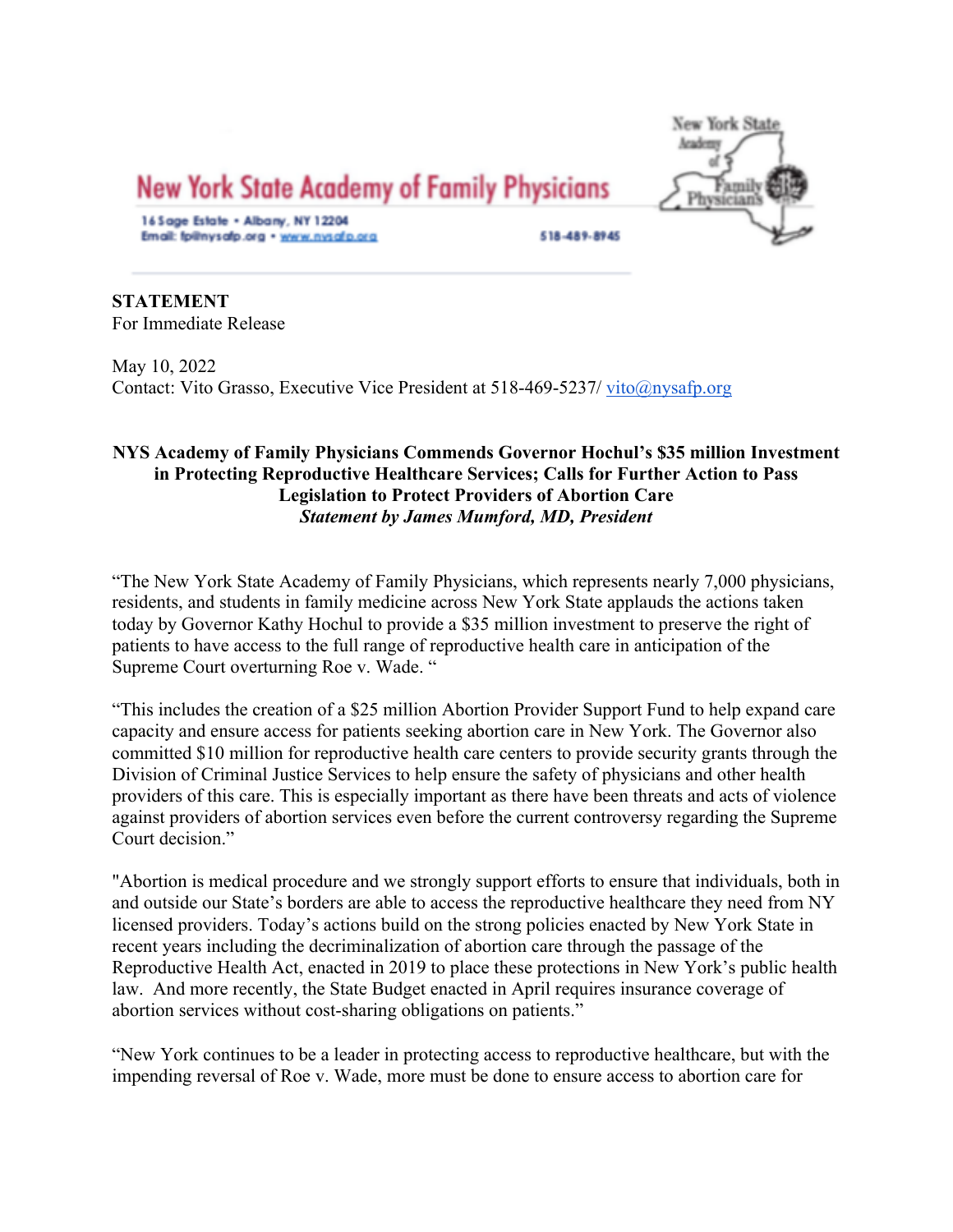# New York State Academy of Family Physicians

16 Sage Estate • Albany, NY 12204
Email: fp@nysafp.org • www.nysafp.org

518-489-8945

**STATEMENT**
For Immediate Release

May 10, 2022
Contact: Vito Grasso, Executive Vice President at 518-469-5237/ vito@nysafp.org

**NYS Academy of Family Physicians Commends Governor Hochul's $35 million Investment in Protecting Reproductive Healthcare Services; Calls for Further Action to Pass Legislation to Protect Providers of Abortion Care**
***Statement by James Mumford, MD, President***

"The New York State Academy of Family Physicians, which represents nearly 7,000 physicians, residents, and students in family medicine across New York State applauds the actions taken today by Governor Kathy Hochul to provide a $35 million investment to preserve the right of patients to have access to the full range of reproductive health care in anticipation of the Supreme Court overturning Roe v. Wade. "

"This includes the creation of a $25 million Abortion Provider Support Fund to help expand care capacity and ensure access for patients seeking abortion care in New York. The Governor also committed $10 million for reproductive health care centers to provide security grants through the Division of Criminal Justice Services to help ensure the safety of physicians and other health providers of this care. This is especially important as there have been threats and acts of violence against providers of abortion services even before the current controversy regarding the Supreme Court decision."

"Abortion is medical procedure and we strongly support efforts to ensure that individuals, both in and outside our State's borders are able to access the reproductive healthcare they need from NY licensed providers. Today's actions build on the strong policies enacted by New York State in recent years including the decriminalization of abortion care through the passage of the Reproductive Health Act, enacted in 2019 to place these protections in New York's public health law. And more recently, the State Budget enacted in April requires insurance coverage of abortion services without cost-sharing obligations on patients."

"New York continues to be a leader in protecting access to reproductive healthcare, but with the impending reversal of Roe v. Wade, more must be done to ensure access to abortion care for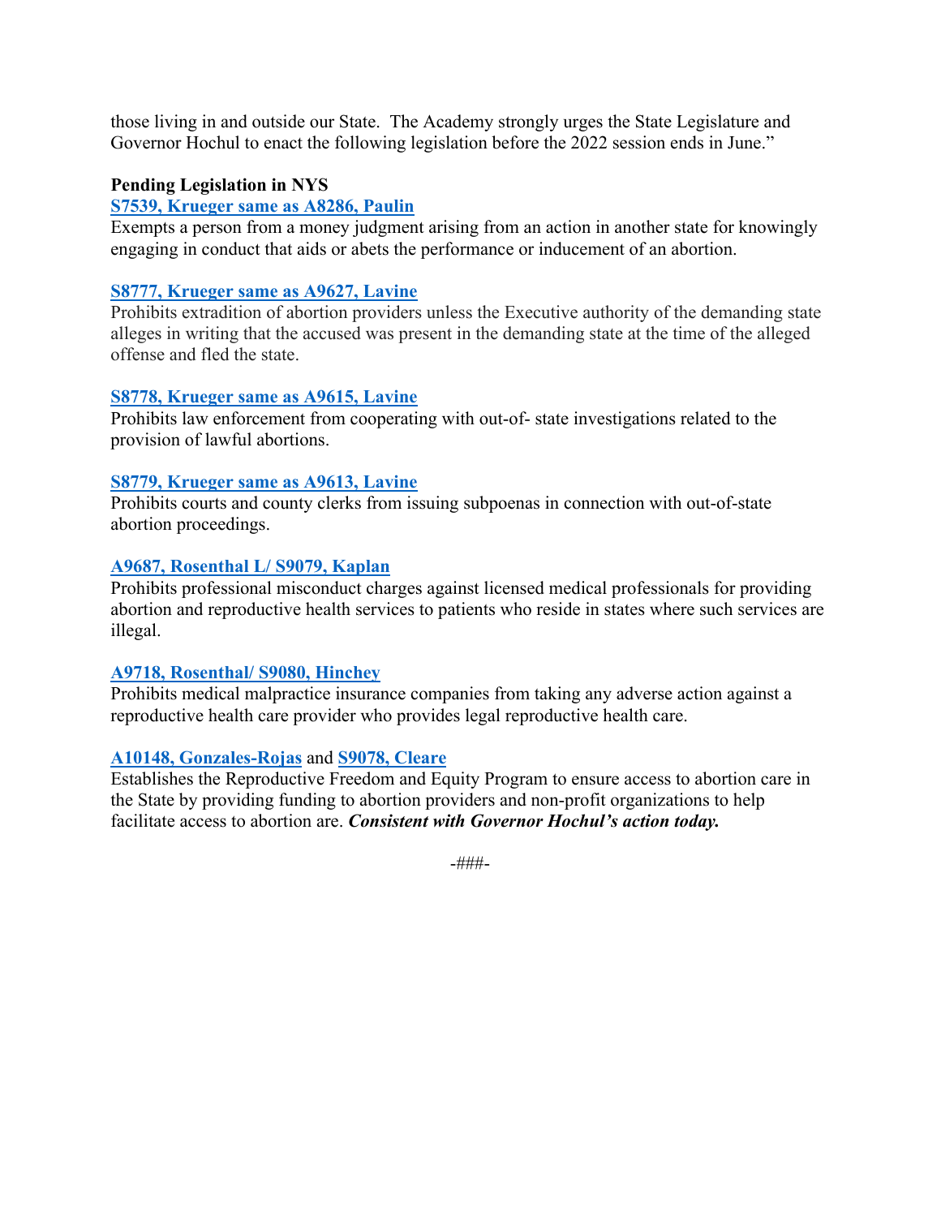those living in and outside our State. The Academy strongly urges the State Legislature and Governor Hochul to enact the following legislation before the 2022 session ends in June."

**Pending Legislation in NYS**

**S7539, Krueger same as A8286, Paulin**
Exempts a person from a money judgment arising from an action in another state for knowingly engaging in conduct that aids or abets the performance or inducement of an abortion.

**S8777, Krueger same as A9627, Lavine**
Prohibits extradition of abortion providers unless the Executive authority of the demanding state alleges in writing that the accused was present in the demanding state at the time of the alleged offense and fled the state.

**S8778, Krueger same as A9615, Lavine**
Prohibits law enforcement from cooperating with out-of- state investigations related to the provision of lawful abortions.

**S8779, Krueger same as A9613, Lavine**
Prohibits courts and county clerks from issuing subpoenas in connection with out-of-state abortion proceedings.

**A9687, Rosenthal L/ S9079, Kaplan**
Prohibits professional misconduct charges against licensed medical professionals for providing abortion and reproductive health services to patients who reside in states where such services are illegal.

**A9718, Rosenthal/ S9080, Hinchey**
Prohibits medical malpractice insurance companies from taking any adverse action against a reproductive health care provider who provides legal reproductive health care.

**A10148, Gonzales-Rojas** and **S9078, Cleare**
Establishes the Reproductive Freedom and Equity Program to ensure access to abortion care in the State by providing funding to abortion providers and non-profit organizations to help facilitate access to abortion are. ***Consistent with Governor Hochul's action today.***

-###-